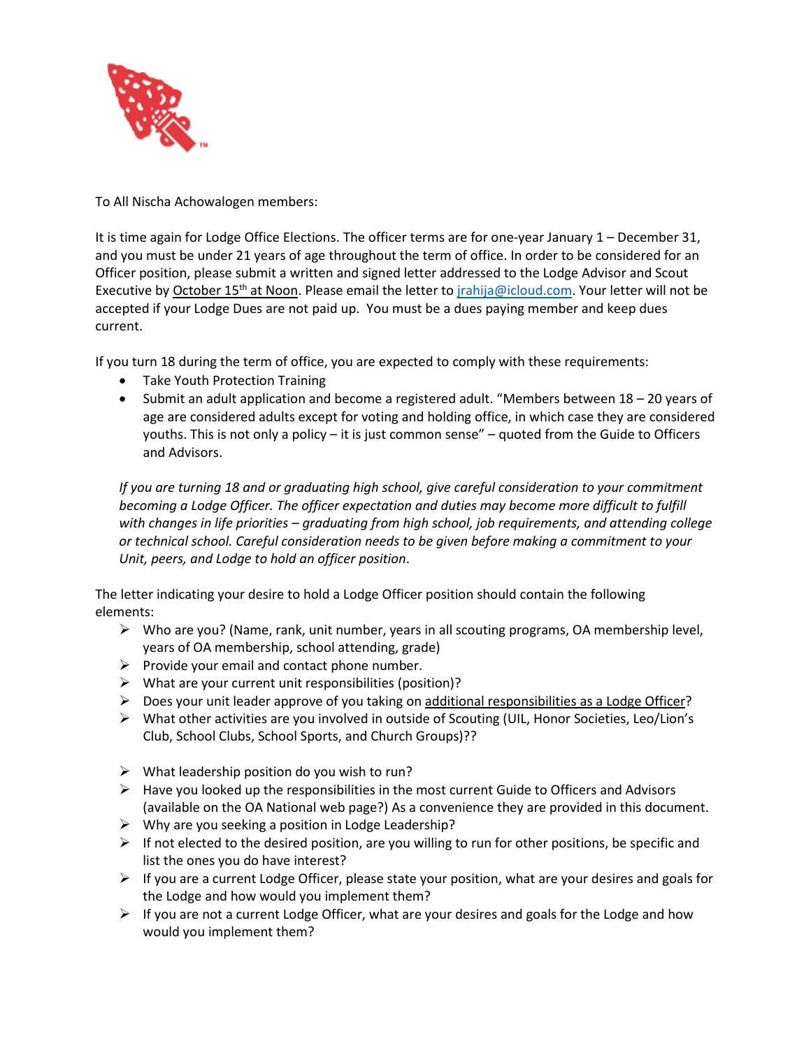To All Nischa Achowalogen members:

It is time again for Lodge Office Elections. The officer terms are for one-year January 1 – December 31, and you must be under 21 years of age throughout the term of office. In order to be considered for an Officer position, please submit a written and signed letter addressed to the Lodge Advisor and Scout Executive by October 15th at Noon. Please email the letter to jrahija@icloud.com. Your letter will not be accepted if your Lodge Dues are not paid up. You must be a dues paying member and keep dues current.

If you turn 18 during the term of office, you are expected to comply with these requirements:

- Take Youth Protection Training
- Submit an adult application and become a registered adult. "Members between 18 – 20 years of age are considered adults except for voting and holding office, in which case they are considered youths. This is not only a policy – it is just common sense" – quoted from the Guide to Officers and Advisors.

*If you are turning 18 and or graduating high school, give careful consideration to your commitment becoming a Lodge Officer. The officer expectation and duties may become more difficult to fulfill with changes in life priorities – graduating from high school, job requirements, and attending college or technical school. Careful consideration needs to be given before making a commitment to your Unit, peers, and Lodge to hold an officer position.*

The letter indicating your desire to hold a Lodge Officer position should contain the following elements:

- Who are you? (Name, rank, unit number, years in all scouting programs, OA membership level, years of OA membership, school attending, grade)
- Provide your email and contact phone number.
- What are your current unit responsibilities (position)?
- Does your unit leader approve of you taking on additional responsibilities as a Lodge Officer?
- What other activities are you involved in outside of Scouting (UIL, Honor Societies, Leo/Lion's Club, School Clubs, School Sports, and Church Groups)??

- What leadership position do you wish to run?
- Have you looked up the responsibilities in the most current Guide to Officers and Advisors (available on the OA National web page?) As a convenience they are provided in this document.
- Why are you seeking a position in Lodge Leadership?
- If not elected to the desired position, are you willing to run for other positions, be specific and list the ones you do have interest?
- If you are a current Lodge Officer, please state your position, what are your desires and goals for the Lodge and how would you implement them?
- If you are not a current Lodge Officer, what are your desires and goals for the Lodge and how would you implement them?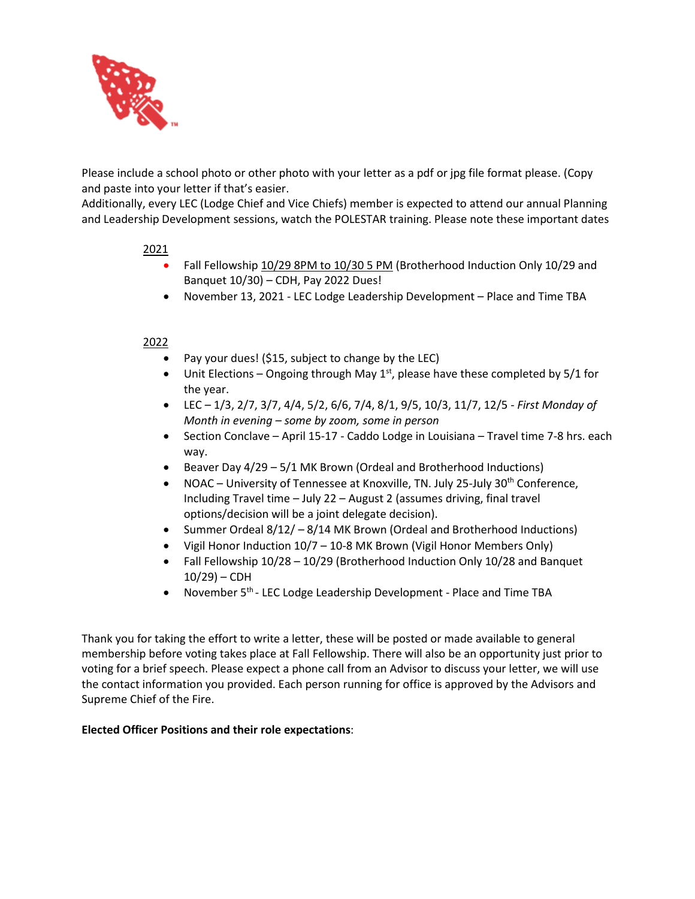Please include a school photo or other photo with your letter as a pdf or jpg file format please. (Copy and paste into your letter if that's easier.

Additionally, every LEC (Lodge Chief and Vice Chiefs) member is expected to attend our annual Planning and Leadership Development sessions, watch the POLESTAR training. Please note these important dates

2021

- Fall Fellowship 10/29 8PM to 10/30 5 PM (Brotherhood Induction Only 10/29 and Banquet 10/30) – CDH, Pay 2022 Dues!
- November 13, 2021 - LEC Lodge Leadership Development – Place and Time TBA

2022

- Pay your dues! ($15, subject to change by the LEC)
- Unit Elections – Ongoing through May 1st, please have these completed by 5/1 for the year.
- LEC – 1/3, 2/7, 3/7, 4/4, 5/2, 6/6, 7/4, 8/1, 9/5, 10/3, 11/7, 12/5 - *First Monday of Month in evening – some by zoom, some in person*
- Section Conclave – April 15-17 - Caddo Lodge in Louisiana – Travel time 7-8 hrs. each way.
- Beaver Day 4/29 – 5/1 MK Brown (Ordeal and Brotherhood Inductions)
- NOAC – University of Tennessee at Knoxville, TN. July 25-July 30th Conference, Including Travel time – July 22 – August 2 (assumes driving, final travel options/decision will be a joint delegate decision).
- Summer Ordeal 8/12/ – 8/14 MK Brown (Ordeal and Brotherhood Inductions)
- Vigil Honor Induction 10/7 – 10-8 MK Brown (Vigil Honor Members Only)
- Fall Fellowship 10/28 – 10/29 (Brotherhood Induction Only 10/28 and Banquet 10/29) – CDH
- November 5th - LEC Lodge Leadership Development - Place and Time TBA

Thank you for taking the effort to write a letter, these will be posted or made available to general membership before voting takes place at Fall Fellowship. There will also be an opportunity just prior to voting for a brief speech. Please expect a phone call from an Advisor to discuss your letter, we will use the contact information you provided. Each person running for office is approved by the Advisors and Supreme Chief of the Fire.

**Elected Officer Positions and their role expectations**: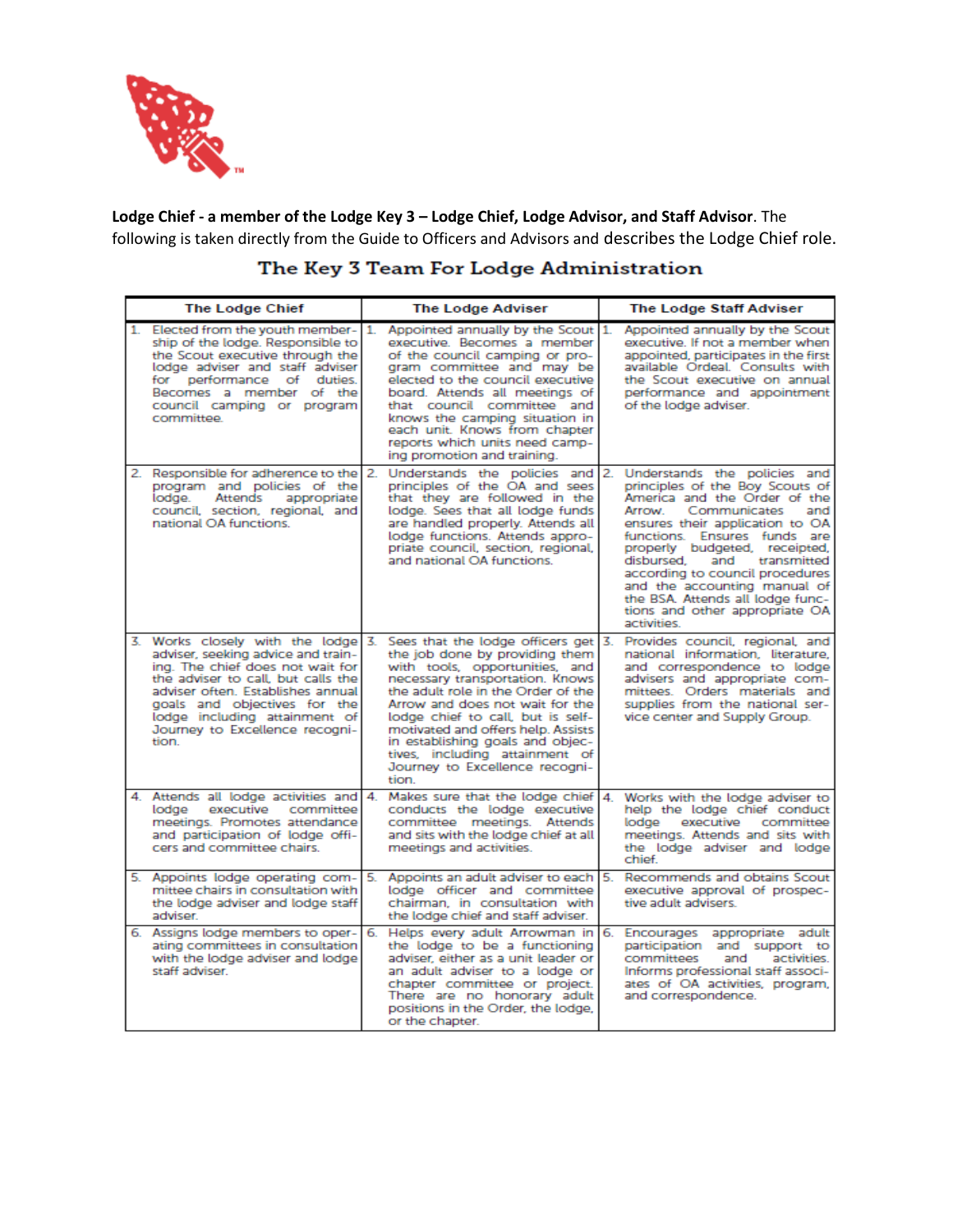**Lodge Chief - a member of the Lodge Key 3 – Lodge Chief, Lodge Advisor, and Staff Advisor**. The following is taken directly from the Guide to Officers and Advisors and describes the Lodge Chief role.

## The Key 3 Team For Lodge Administration

| The Lodge Chief | The Lodge Adviser | The Lodge Staff Adviser |
|---|---|---|
| 1. Elected from the youth membership of the lodge. Responsible to the Scout executive through the lodge adviser and staff adviser for performance of duties. Becomes a member of the council camping or program committee. | 1. Appointed annually by the Scout executive. Becomes a member of the council camping or program committee and may be elected to the council executive board. Attends all meetings of that council committee and knows the camping situation in each unit. Knows from chapter reports which units need camping promotion and training. | 1. Appointed annually by the Scout executive. If not a member when appointed, participates in the first available Ordeal. Consults with the Scout executive on annual performance and appointment of the lodge adviser. |
| 2. Responsible for adherence to the program and policies of the lodge. Attends appropriate council, section, regional, and national OA functions. | 2. Understands the policies and principles of the OA and sees that they are followed in the lodge. Sees that all lodge funds are handled properly. Attends all lodge functions. Attends appropriate council, section, regional, and national OA functions. | 2. Understands the policies and principles of the Boy Scouts of America and the Order of the Arrow. Communicates and ensures their application to OA functions. Ensures funds are properly budgeted, receipted, disbursed, and transmitted according to council procedures and the accounting manual of the BSA. Attends all lodge functions and other appropriate OA activities. |
| 3. Works closely with the lodge adviser, seeking advice and training. The chief does not wait for the adviser to call, but calls the adviser often. Establishes annual goals and objectives for the lodge including attainment of Journey to Excellence recognition. | 3. Sees that the lodge officers get the job done by providing them with tools, opportunities, and necessary transportation. Knows the adult role in the Order of the Arrow and does not wait for the lodge chief to call, but is self-motivated and offers help. Assists in establishing goals and objectives, including attainment of Journey to Excellence recognition. | 3. Provides council, regional, and national information, literature, and correspondence to lodge advisers and appropriate committees. Orders materials and supplies from the national service center and Supply Group. |
| 4. Attends all lodge activities and lodge executive committee meetings. Promotes attendance and participation of lodge officers and committee chairs. | 4. Makes sure that the lodge chief conducts the lodge executive committee meetings. Attends and sits with the lodge chief at all meetings and activities. | 4. Works with the lodge adviser to help the lodge chief conduct lodge executive committee meetings. Attends and sits with the lodge adviser and lodge chief. |
| 5. Appoints lodge operating committee chairs in consultation with the lodge adviser and lodge staff adviser. | 5. Appoints an adult adviser to each lodge officer and committee chairman, in consultation with the lodge chief and staff adviser. | 5. Recommends and obtains Scout executive approval of prospective adult advisers. |
| 6. Assigns lodge members to operating committees in consultation with the lodge adviser and lodge staff adviser. | 6. Helps every adult Arrowman in the lodge to be a functioning adviser, either as a unit leader or an adult adviser to a lodge or chapter committee or project. There are no honorary adult positions in the Order, the lodge, or the chapter. | 6. Encourages appropriate adult participation and support to committees and activities. Informs professional staff associates of OA activities, program, and correspondence. |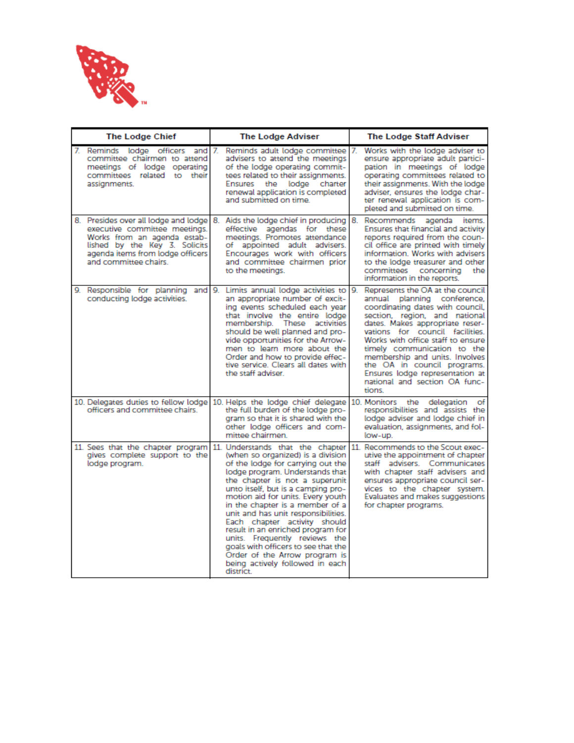| The Lodge Chief | The Lodge Adviser | The Lodge Staff Adviser |
|---|---|---|
| 7. Reminds lodge officers and committee chairmen to attend meetings of lodge operating committees related to their assignments. | 7. Reminds adult lodge committee advisers to attend the meetings of the lodge operating committees related to their assignments. Ensures the lodge charter renewal application is completed and submitted on time. | 7. Works with the lodge adviser to ensure appropriate adult participation in meetings of lodge operating committees related to their assignments. With the lodge adviser, ensures the lodge charter renewal application is completed and submitted on time. |
| 8. Presides over all lodge and lodge executive committee meetings. Works from an agenda established by the Key 3. Solicits agenda items from lodge officers and committee chairs. | 8. Aids the lodge chief in producing effective agendas for these meetings. Promotes attendance of appointed adult advisers. Encourages work with officers and committee chairmen prior to the meetings. | 8. Recommends agenda items. Ensures that financial and activity reports required from the council office are printed with timely information. Works with advisers to the lodge treasurer and other committees concerning the information in the reports. |
| 9. Responsible for planning and conducting lodge activities. | 9. Limits annual lodge activities to an appropriate number of exciting events scheduled each year that involve the entire lodge membership. These activities should be well planned and provide opportunities for the Arrowmen to learn more about the Order and how to provide effective service. Clears all dates with the staff adviser. | 9. Represents the OA at the council annual planning conference, coordinating dates with council, section, region, and national dates. Makes appropriate reservations for council facilities. Works with office staff to ensure timely communication to the membership and units. Involves the OA in council programs. Ensures lodge representation at national and section OA functions. |
| 10. Delegates duties to fellow lodge officers and committee chairs. | 10. Helps the lodge chief delegate the full burden of the lodge program so that it is shared with the other lodge officers and committee chairmen. | 10. Monitors the delegation of responsibilities and assists the lodge adviser and lodge chief in evaluation, assignments, and follow-up. |
| 11. Sees that the chapter program gives complete support to the lodge program. | 11. Understands that the chapter (when so organized) is a division of the lodge for carrying out the lodge program. Understands that the chapter is not a superunit unto itself, but is a camping promotion aid for units. Every youth in the chapter is a member of a unit and has unit responsibilities. Each chapter activity should result in an enriched program for units. Frequently reviews the goals with officers to see that the Order of the Arrow program is being actively followed in each district. | 11. Recommends to the Scout executive the appointment of chapter staff advisers. Communicates with chapter staff advisers and ensures appropriate council services to the chapter system. Evaluates and makes suggestions for chapter programs. |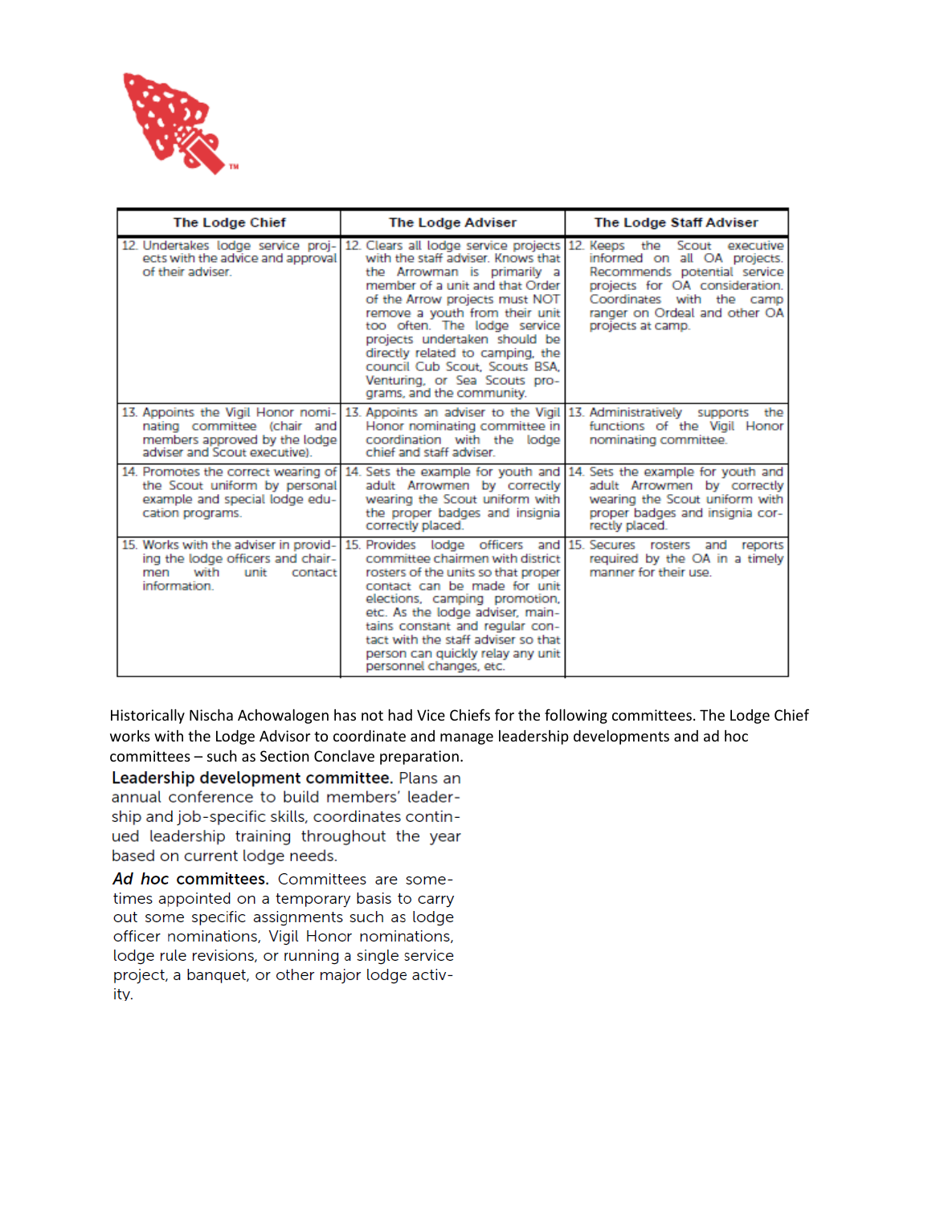| The Lodge Chief | The Lodge Adviser | The Lodge Staff Adviser |
|---|---|---|
| 12. Undertakes lodge service projects with the advice and approval of their adviser. | 12. Clears all lodge service projects with the staff adviser. Knows that the Arrowman is primarily a member of a unit and that Order of the Arrow projects must NOT remove a youth from their unit too often. The lodge service projects undertaken should be directly related to camping, the council Cub Scout, Scouts BSA, Venturing, or Sea Scouts programs, and the community. | 12. Keeps the Scout executive informed on all OA projects. Recommends potential service projects for OA consideration. Coordinates with the camp ranger on Ordeal and other OA projects at camp. |
| 13. Appoints the Vigil Honor nominating committee (chair and members approved by the lodge adviser and Scout executive). | 13. Appoints an adviser to the Vigil Honor nominating committee in coordination with the lodge chief and staff adviser. | 13. Administratively supports the functions of the Vigil Honor nominating committee. |
| 14. Promotes the correct wearing of the Scout uniform by personal example and special lodge education programs. | 14. Sets the example for youth and adult Arrowmen by correctly wearing the Scout uniform with the proper badges and insignia correctly placed. | 14. Sets the example for youth and adult Arrowmen by correctly wearing the Scout uniform with proper badges and insignia correctly placed. |
| 15. Works with the adviser in providing the lodge officers and chairmen with unit contact information. | 15. Provides lodge officers and committee chairmen with district rosters of the units so that proper contact can be made for unit elections, camping promotion, etc. As the lodge adviser, maintains constant and regular contact with the staff adviser so that person can quickly relay any unit personnel changes, etc. | 15. Secures rosters and reports required by the OA in a timely manner for their use. |

Historically Nischa Achowalogen has not had Vice Chiefs for the following committees. The Lodge Chief works with the Lodge Advisor to coordinate and manage leadership developments and ad hoc committees – such as Section Conclave preparation.

**Leadership development committee.** Plans an annual conference to build members' leadership and job-specific skills, coordinates continued leadership training throughout the year based on current lodge needs.

***Ad hoc* committees.** Committees are sometimes appointed on a temporary basis to carry out some specific assignments such as lodge officer nominations, Vigil Honor nominations, lodge rule revisions, or running a single service project, a banquet, or other major lodge activity.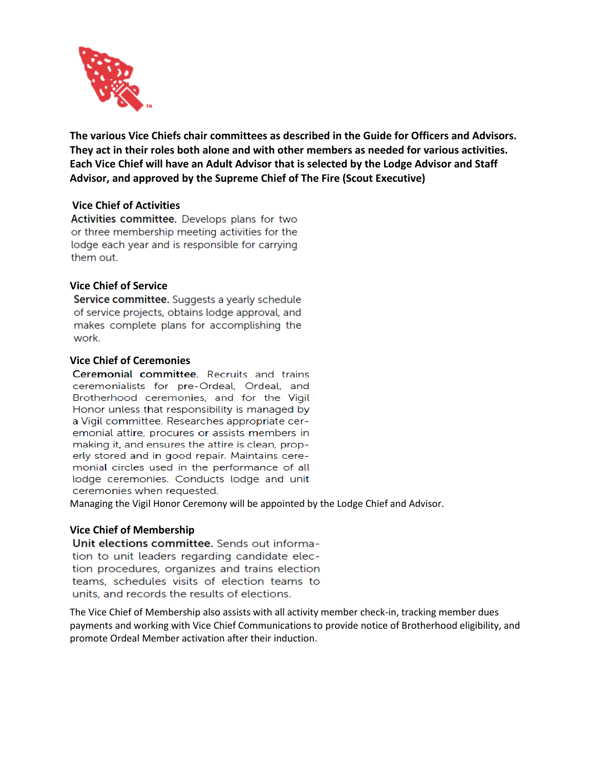**The various Vice Chiefs chair committees as described in the Guide for Officers and Advisors. They act in their roles both alone and with other members as needed for various activities. Each Vice Chief will have an Adult Advisor that is selected by the Lodge Advisor and Staff Advisor, and approved by the Supreme Chief of The Fire (Scout Executive)**

### Vice Chief of Activities

**Activities committee.** Develops plans for two or three membership meeting activities for the lodge each year and is responsible for carrying them out.

### Vice Chief of Service

**Service committee.** Suggests a yearly schedule of service projects, obtains lodge approval, and makes complete plans for accomplishing the work.

### Vice Chief of Ceremonies

**Ceremonial committee.** Recruits and trains ceremonialists for pre-Ordeal, Ordeal, and Brotherhood ceremonies, and for the Vigil Honor unless that responsibility is managed by a Vigil committee. Researches appropriate ceremonial attire, procures or assists members in making it, and ensures the attire is clean, properly stored and in good repair. Maintains ceremonial circles used in the performance of all lodge ceremonies. Conducts lodge and unit ceremonies when requested.

Managing the Vigil Honor Ceremony will be appointed by the Lodge Chief and Advisor.

### Vice Chief of Membership

**Unit elections committee.** Sends out information to unit leaders regarding candidate election procedures, organizes and trains election teams, schedules visits of election teams to units, and records the results of elections.

The Vice Chief of Membership also assists with all activity member check-in, tracking member dues payments and working with Vice Chief Communications to provide notice of Brotherhood eligibility, and promote Ordeal Member activation after their induction.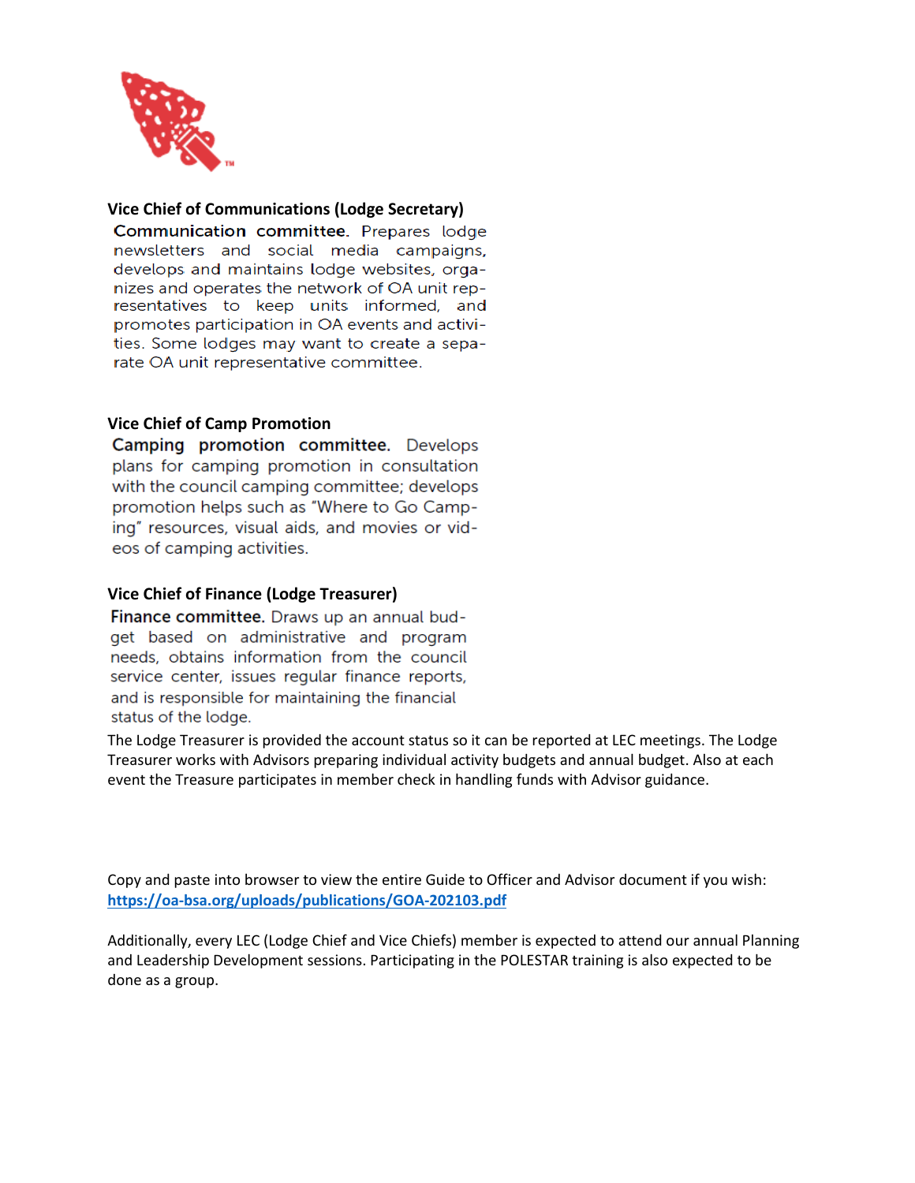## Vice Chief of Communications (Lodge Secretary)

**Communication committee.** Prepares lodge newsletters and social media campaigns, develops and maintains lodge websites, organizes and operates the network of OA unit representatives to keep units informed, and promotes participation in OA events and activities. Some lodges may want to create a separate OA unit representative committee.

## Vice Chief of Camp Promotion

**Camping promotion committee.** Develops plans for camping promotion in consultation with the council camping committee; develops promotion helps such as "Where to Go Camping" resources, visual aids, and movies or videos of camping activities.

## Vice Chief of Finance (Lodge Treasurer)

**Finance committee.** Draws up an annual budget based on administrative and program needs, obtains information from the council service center, issues regular finance reports, and is responsible for maintaining the financial status of the lodge.

The Lodge Treasurer is provided the account status so it can be reported at LEC meetings. The Lodge Treasurer works with Advisors preparing individual activity budgets and annual budget. Also at each event the Treasure participates in member check in handling funds with Advisor guidance.

Copy and paste into browser to view the entire Guide to Officer and Advisor document if you wish: **https://oa-bsa.org/uploads/publications/GOA-202103.pdf**

Additionally, every LEC (Lodge Chief and Vice Chiefs) member is expected to attend our annual Planning and Leadership Development sessions. Participating in the POLESTAR training is also expected to be done as a group.